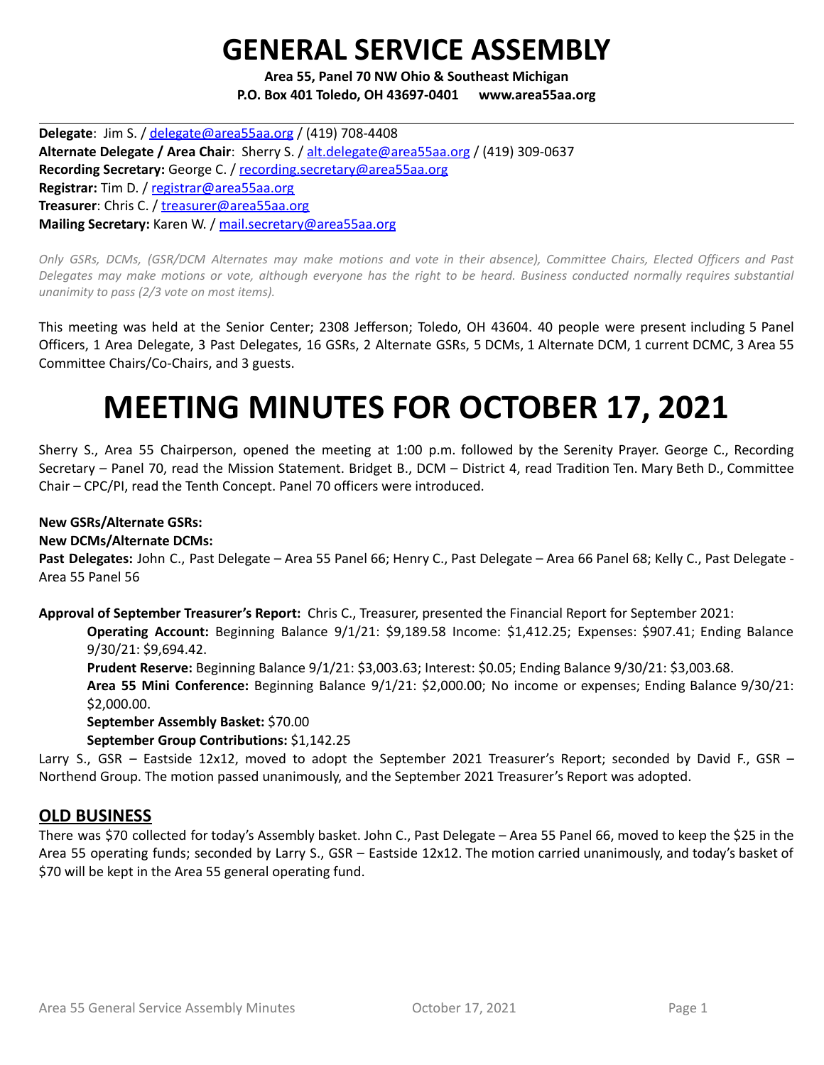# GENERAL SERVICE ASSEMBLY

**Area 55, Panel 70 NW Ohio & Southeast Michigan**
**P.O. Box 401 Toledo, OH 43697-0401 www.area55aa.org**

**Delegate**: Jim S. / delegate@area55aa.org / (419) 708-4408
**Alternate Delegate / Area Chair**: Sherry S. / alt.delegate@area55aa.org / (419) 309-0637
**Recording Secretary:** George C. / recording.secretary@area55aa.org
**Registrar:** Tim D. / registrar@area55aa.org
**Treasurer**: Chris C. / treasurer@area55aa.org
**Mailing Secretary:** Karen W. / mail.secretary@area55aa.org

*Only GSRs, DCMs, (GSR/DCM Alternates may make motions and vote in their absence), Committee Chairs, Elected Officers and Past Delegates may make motions or vote, although everyone has the right to be heard. Business conducted normally requires substantial unanimity to pass (2/3 vote on most items).*

This meeting was held at the Senior Center; 2308 Jefferson; Toledo, OH 43604. 40 people were present including 5 Panel Officers, 1 Area Delegate, 3 Past Delegates, 16 GSRs, 2 Alternate GSRs, 5 DCMs, 1 Alternate DCM, 1 current DCMC, 3 Area 55 Committee Chairs/Co-Chairs, and 3 guests.

# MEETING MINUTES FOR OCTOBER 17, 2021

Sherry S., Area 55 Chairperson, opened the meeting at 1:00 p.m. followed by the Serenity Prayer. George C., Recording Secretary – Panel 70, read the Mission Statement. Bridget B., DCM – District 4, read Tradition Ten. Mary Beth D., Committee Chair – CPC/PI, read the Tenth Concept. Panel 70 officers were introduced.

**New GSRs/Alternate GSRs:**

**New DCMs/Alternate DCMs:**

**Past Delegates:** John C., Past Delegate – Area 55 Panel 66; Henry C., Past Delegate – Area 66 Panel 68; Kelly C., Past Delegate - Area 55 Panel 56

**Approval of September Treasurer's Report:** Chris C., Treasurer, presented the Financial Report for September 2021:

**Operating Account:** Beginning Balance 9/1/21: $9,189.58 Income: $1,412.25; Expenses: $907.41; Ending Balance 9/30/21: $9,694.42.

**Prudent Reserve:** Beginning Balance 9/1/21: $3,003.63; Interest: $0.05; Ending Balance 9/30/21: $3,003.68.

**Area 55 Mini Conference:** Beginning Balance 9/1/21: $2,000.00; No income or expenses; Ending Balance 9/30/21: $2,000.00.

**September Assembly Basket:** $70.00

**September Group Contributions:** $1,142.25

Larry S., GSR – Eastside 12x12, moved to adopt the September 2021 Treasurer's Report; seconded by David F., GSR – Northend Group. The motion passed unanimously, and the September 2021 Treasurer's Report was adopted.

## OLD BUSINESS

There was $70 collected for today's Assembly basket. John C., Past Delegate – Area 55 Panel 66, moved to keep the $25 in the Area 55 operating funds; seconded by Larry S., GSR – Eastside 12x12. The motion carried unanimously, and today's basket of $70 will be kept in the Area 55 general operating fund.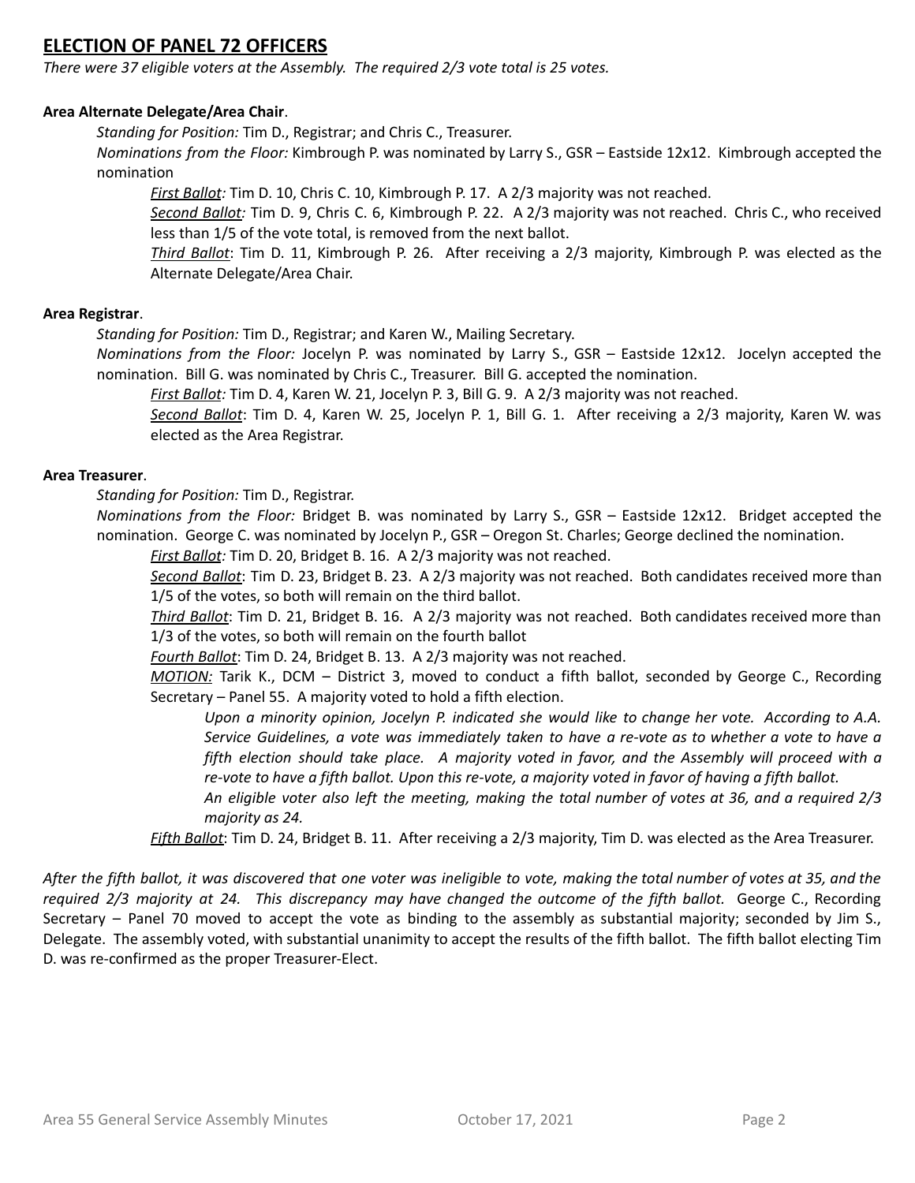## ELECTION OF PANEL 72 OFFICERS

*There were 37 eligible voters at the Assembly. The required 2/3 vote total is 25 votes.*

**Area Alternate Delegate/Area Chair**.

*Standing for Position:* Tim D., Registrar; and Chris C., Treasurer.

*Nominations from the Floor:* Kimbrough P. was nominated by Larry S., GSR – Eastside 12x12. Kimbrough accepted the nomination

*First Ballot:* Tim D. 10, Chris C. 10, Kimbrough P. 17. A 2/3 majority was not reached.

*Second Ballot:* Tim D. 9, Chris C. 6, Kimbrough P. 22. A 2/3 majority was not reached. Chris C., who received less than 1/5 of the vote total, is removed from the next ballot.

*Third Ballot*: Tim D. 11, Kimbrough P. 26. After receiving a 2/3 majority, Kimbrough P. was elected as the Alternate Delegate/Area Chair.

**Area Registrar**.

*Standing for Position:* Tim D., Registrar; and Karen W., Mailing Secretary.

*Nominations from the Floor:* Jocelyn P. was nominated by Larry S., GSR – Eastside 12x12. Jocelyn accepted the nomination. Bill G. was nominated by Chris C., Treasurer. Bill G. accepted the nomination.

*First Ballot:* Tim D. 4, Karen W. 21, Jocelyn P. 3, Bill G. 9. A 2/3 majority was not reached.

*Second Ballot*: Tim D. 4, Karen W. 25, Jocelyn P. 1, Bill G. 1. After receiving a 2/3 majority, Karen W. was elected as the Area Registrar.

**Area Treasurer**.

*Standing for Position:* Tim D., Registrar.

*Nominations from the Floor:* Bridget B. was nominated by Larry S., GSR – Eastside 12x12. Bridget accepted the nomination. George C. was nominated by Jocelyn P., GSR – Oregon St. Charles; George declined the nomination.

*First Ballot:* Tim D. 20, Bridget B. 16. A 2/3 majority was not reached.

*Second Ballot*: Tim D. 23, Bridget B. 23. A 2/3 majority was not reached. Both candidates received more than 1/5 of the votes, so both will remain on the third ballot.

*Third Ballot*: Tim D. 21, Bridget B. 16. A 2/3 majority was not reached. Both candidates received more than 1/3 of the votes, so both will remain on the fourth ballot

*Fourth Ballot*: Tim D. 24, Bridget B. 13. A 2/3 majority was not reached.

*MOTION:* Tarik K., DCM – District 3, moved to conduct a fifth ballot, seconded by George C., Recording Secretary – Panel 55. A majority voted to hold a fifth election.

*Upon a minority opinion, Jocelyn P. indicated she would like to change her vote. According to A.A. Service Guidelines, a vote was immediately taken to have a re-vote as to whether a vote to have a fifth election should take place. A majority voted in favor, and the Assembly will proceed with a re-vote to have a fifth ballot. Upon this re-vote, a majority voted in favor of having a fifth ballot.*

*An eligible voter also left the meeting, making the total number of votes at 36, and a required 2/3 majority as 24.*

*Fifth Ballot*: Tim D. 24, Bridget B. 11. After receiving a 2/3 majority, Tim D. was elected as the Area Treasurer.

*After the fifth ballot, it was discovered that one voter was ineligible to vote, making the total number of votes at 35, and the required 2/3 majority at 24. This discrepancy may have changed the outcome of the fifth ballot.* George C., Recording Secretary – Panel 70 moved to accept the vote as binding to the assembly as substantial majority; seconded by Jim S., Delegate. The assembly voted, with substantial unanimity to accept the results of the fifth ballot. The fifth ballot electing Tim D. was re-confirmed as the proper Treasurer-Elect.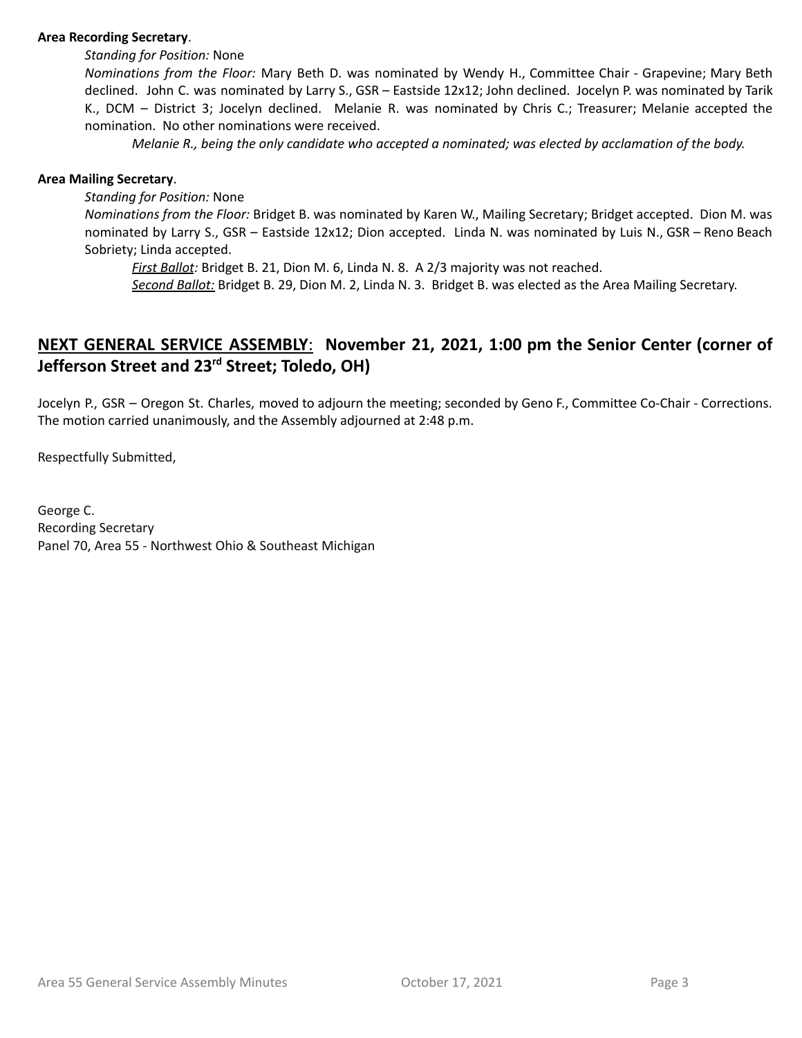**Area Recording Secretary**.

*Standing for Position:* None

*Nominations from the Floor:* Mary Beth D. was nominated by Wendy H., Committee Chair - Grapevine; Mary Beth declined. John C. was nominated by Larry S., GSR – Eastside 12x12; John declined. Jocelyn P. was nominated by Tarik K., DCM – District 3; Jocelyn declined. Melanie R. was nominated by Chris C.; Treasurer; Melanie accepted the nomination. No other nominations were received.

*Melanie R., being the only candidate who accepted a nominated; was elected by acclamation of the body.*

**Area Mailing Secretary**.

*Standing for Position:* None

*Nominations from the Floor:* Bridget B. was nominated by Karen W., Mailing Secretary; Bridget accepted. Dion M. was nominated by Larry S., GSR – Eastside 12x12; Dion accepted. Linda N. was nominated by Luis N., GSR – Reno Beach Sobriety; Linda accepted.

*First Ballot:* Bridget B. 21, Dion M. 6, Linda N. 8. A 2/3 majority was not reached.

*Second Ballot:* Bridget B. 29, Dion M. 2, Linda N. 3. Bridget B. was elected as the Area Mailing Secretary.

## NEXT GENERAL SERVICE ASSEMBLY: November 21, 2021, 1:00 pm the Senior Center (corner of Jefferson Street and 23rd Street; Toledo, OH)

Jocelyn P., GSR – Oregon St. Charles, moved to adjourn the meeting; seconded by Geno F., Committee Co-Chair - Corrections. The motion carried unanimously, and the Assembly adjourned at 2:48 p.m.

Respectfully Submitted,

George C.
Recording Secretary
Panel 70, Area 55 - Northwest Ohio & Southeast Michigan